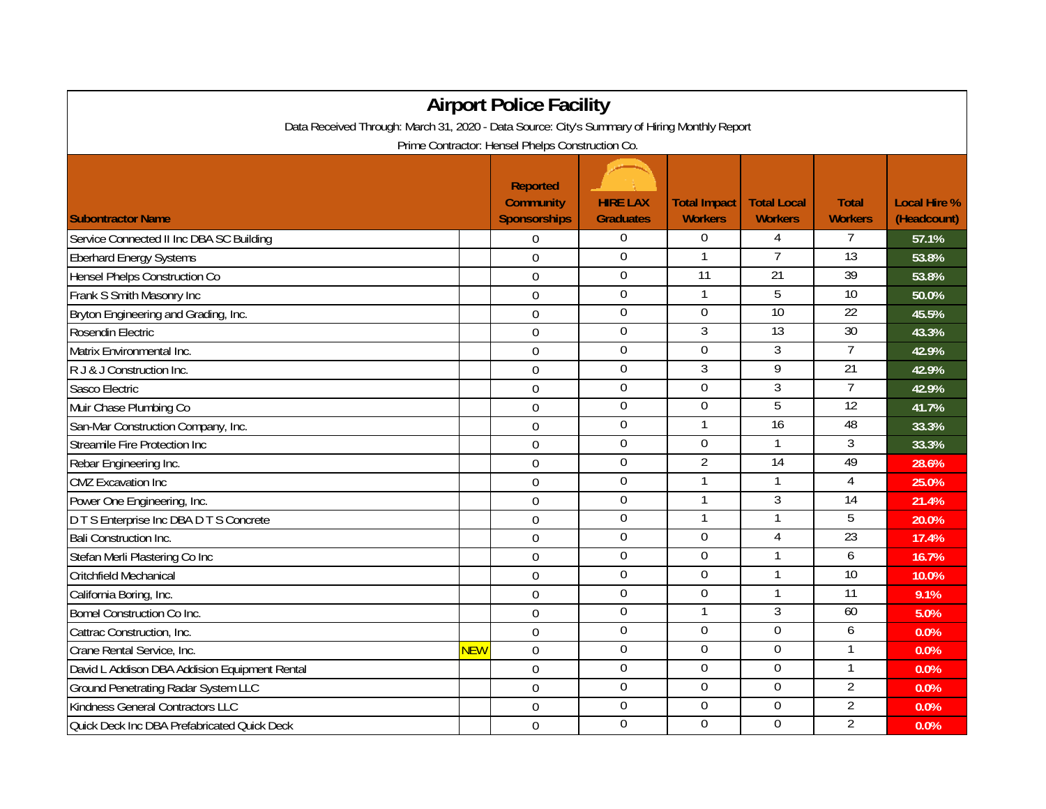# Airport Police Facility

Data Received Through: March 31, 2020 - Data Source: City's Summary of Hiring Monthly Report

Prime Contractor: Hensel Phelps Construction Co.

| Subontractor Name | | Reported Community Sponsorships | HIRE LAX Graduates | Total Impact Workers | Total Local Workers | Total Workers | Local Hire % (Headcount) |
|---|---|---|---|---|---|---|---|
| Service Connected II Inc DBA SC Building | | 0 | 0 | 0 | 4 | 7 | 57.1% |
| Eberhard Energy Systems | | 0 | 0 | 1 | 7 | 13 | 53.8% |
| Hensel Phelps Construction Co | | 0 | 0 | 11 | 21 | 39 | 53.8% |
| Frank S Smith Masonry Inc | | 0 | 0 | 1 | 5 | 10 | 50.0% |
| Bryton Engineering and Grading, Inc. | | 0 | 0 | 0 | 10 | 22 | 45.5% |
| Rosendin Electric | | 0 | 0 | 3 | 13 | 30 | 43.3% |
| Matrix Environmental Inc. | | 0 | 0 | 0 | 3 | 7 | 42.9% |
| R J & J Construction Inc. | | 0 | 0 | 3 | 9 | 21 | 42.9% |
| Sasco Electric | | 0 | 0 | 0 | 3 | 7 | 42.9% |
| Muir Chase Plumbing Co | | 0 | 0 | 0 | 5 | 12 | 41.7% |
| San-Mar Construction Company, Inc. | | 0 | 0 | 1 | 16 | 48 | 33.3% |
| Streamile Fire Protection Inc | | 0 | 0 | 0 | 1 | 3 | 33.3% |
| Rebar Engineering Inc. | | 0 | 0 | 2 | 14 | 49 | 28.6% |
| CMZ Excavation Inc | | 0 | 0 | 1 | 1 | 4 | 25.0% |
| Power One Engineering, Inc. | | 0 | 0 | 1 | 3 | 14 | 21.4% |
| D T S Enterprise Inc DBA D T S Concrete | | 0 | 0 | 1 | 1 | 5 | 20.0% |
| Bali Construction Inc. | | 0 | 0 | 0 | 4 | 23 | 17.4% |
| Stefan Merli Plastering Co Inc | | 0 | 0 | 0 | 1 | 6 | 16.7% |
| Critchfield Mechanical | | 0 | 0 | 0 | 1 | 10 | 10.0% |
| California Boring, Inc. | | 0 | 0 | 0 | 1 | 11 | 9.1% |
| Bomel Construction Co Inc. | | 0 | 0 | 1 | 3 | 60 | 5.0% |
| Cattrac Construction, Inc. | | 0 | 0 | 0 | 0 | 6 | 0.0% |
| Crane Rental Service, Inc. | NEW | 0 | 0 | 0 | 0 | 1 | 0.0% |
| David L Addison DBA Addision Equipment Rental | | 0 | 0 | 0 | 0 | 1 | 0.0% |
| Ground Penetrating Radar System LLC | | 0 | 0 | 0 | 0 | 2 | 0.0% |
| Kindness General Contractors LLC | | 0 | 0 | 0 | 0 | 2 | 0.0% |
| Quick Deck Inc DBA Prefabricated Quick Deck | | 0 | 0 | 0 | 0 | 2 | 0.0% |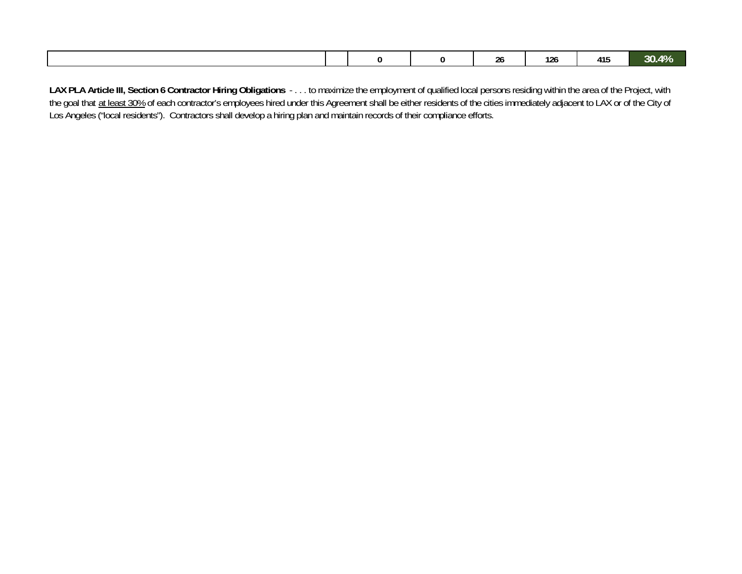| | | | | | | | |
|---|---|---|---|---|---|---|---|
| | | 0 | 0 | 26 | 126 | 415 | 30.4% |

**LAX PLA Article III, Section 6 Contractor Hiring Obligations** - . . . to maximize the employment of qualified local persons residing within the area of the Project, with the goal that at least 30% of each contractor's employees hired under this Agreement shall be either residents of the cities immediately adjacent to LAX or of the City of Los Angeles ("local residents"). Contractors shall develop a hiring plan and maintain records of their compliance efforts.